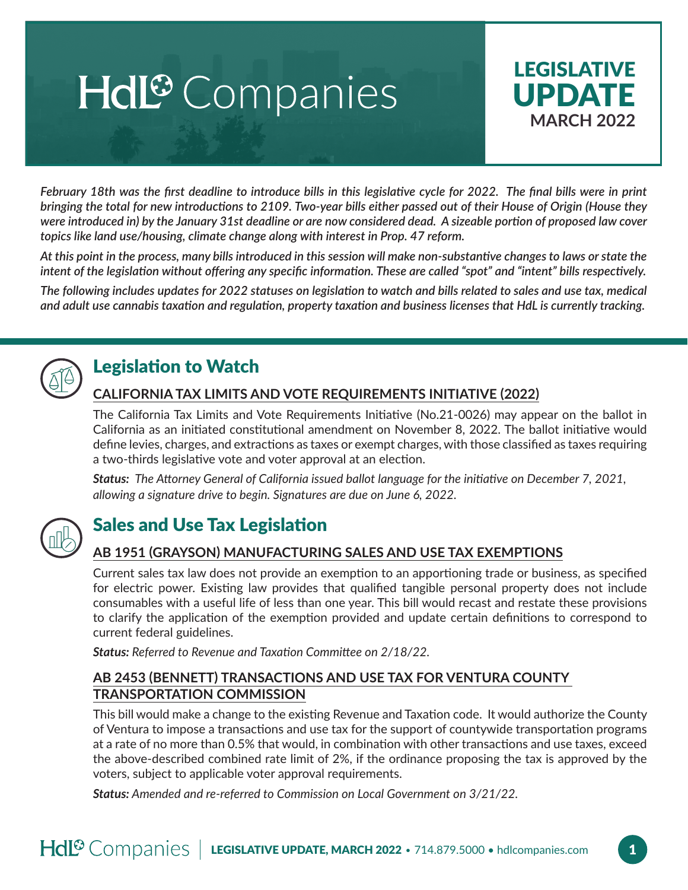# HdL Companies

# LEGISLATIVE UPDATE
**MARCH 2022**

*February 18th was the first deadline to introduce bills in this legislative cycle for 2022. The final bills were in print bringing the total for new introductions to 2109. Two-year bills either passed out of their House of Origin (House they were introduced in) by the January 31st deadline or are now considered dead. A sizeable portion of proposed law cover topics like land use/housing, climate change along with interest in Prop. 47 reform.*

*At this point in the process, many bills introduced in this session will make non-substantive changes to laws or state the intent of the legislation without offering any specific information. These are called "spot" and "intent" bills respectively.*

*The following includes updates for 2022 statuses on legislation to watch and bills related to sales and use tax, medical and adult use cannabis taxation and regulation, property taxation and business licenses that HdL is currently tracking.*

## Legislation to Watch

### CALIFORNIA TAX LIMITS AND VOTE REQUIREMENTS INITIATIVE (2022)

The California Tax Limits and Vote Requirements Initiative (No.21-0026) may appear on the ballot in California as an initiated constitutional amendment on November 8, 2022. The ballot initiative would define levies, charges, and extractions as taxes or exempt charges, with those classified as taxes requiring a two-thirds legislative vote and voter approval at an election.

***Status:*** *The Attorney General of California issued ballot language for the initiative on December 7, 2021, allowing a signature drive to begin. Signatures are due on June 6, 2022.*

## Sales and Use Tax Legislation

### AB 1951 (GRAYSON) MANUFACTURING SALES AND USE TAX EXEMPTIONS

Current sales tax law does not provide an exemption to an apportioning trade or business, as specified for electric power. Existing law provides that qualified tangible personal property does not include consumables with a useful life of less than one year. This bill would recast and restate these provisions to clarify the application of the exemption provided and update certain definitions to correspond to current federal guidelines.

***Status:*** *Referred to Revenue and Taxation Committee on 2/18/22.*

### AB 2453 (BENNETT) TRANSACTIONS AND USE TAX FOR VENTURA COUNTY TRANSPORTATION COMMISSION

This bill would make a change to the existing Revenue and Taxation code. It would authorize the County of Ventura to impose a transactions and use tax for the support of countywide transportation programs at a rate of no more than 0.5% that would, in combination with other transactions and use taxes, exceed the above-described combined rate limit of 2%, if the ordinance proposing the tax is approved by the voters, subject to applicable voter approval requirements.

***Status:*** *Amended and re-referred to Commission on Local Government on 3/21/22.*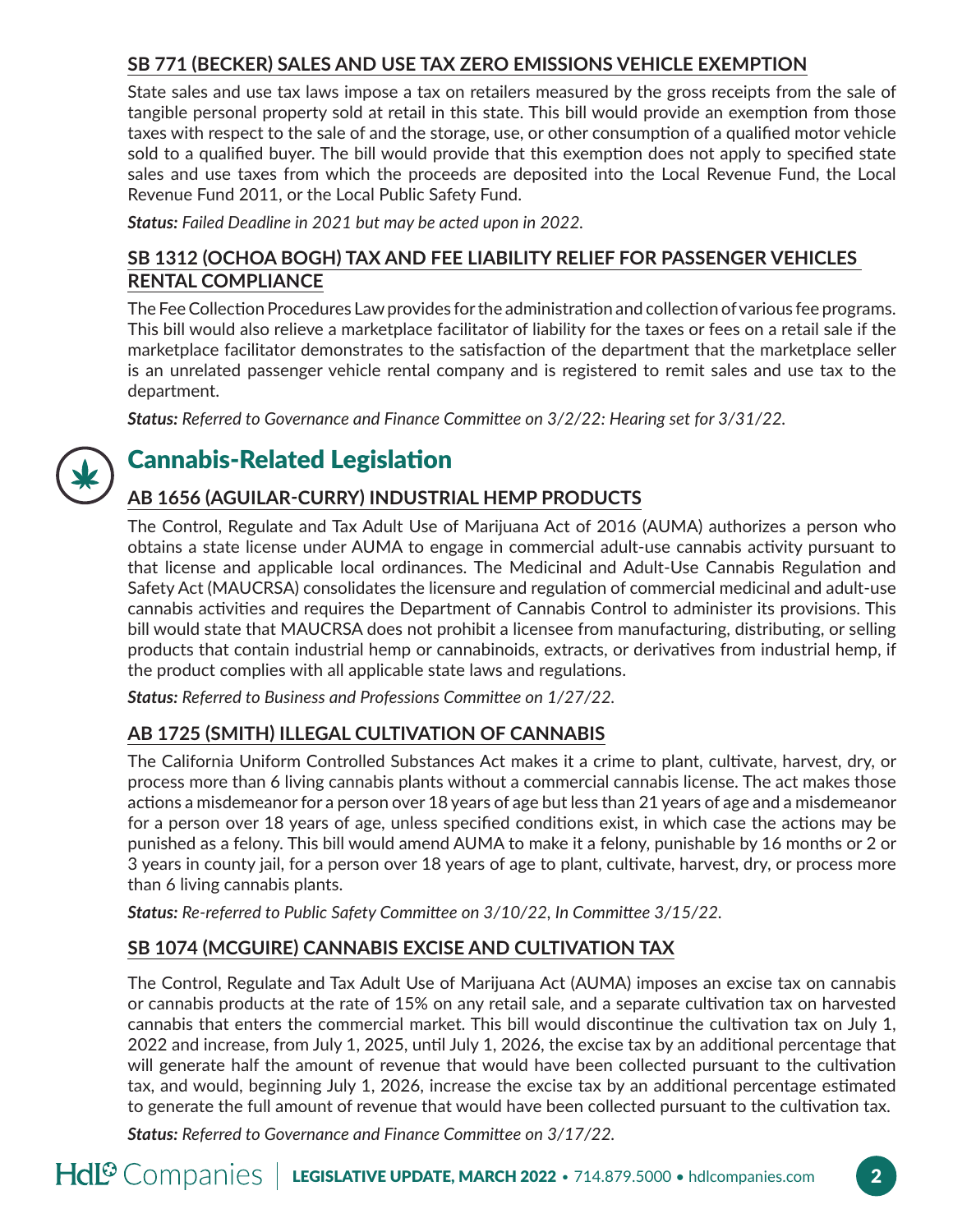### SB 771 (BECKER) SALES AND USE TAX ZERO EMISSIONS VEHICLE EXEMPTION

State sales and use tax laws impose a tax on retailers measured by the gross receipts from the sale of tangible personal property sold at retail in this state. This bill would provide an exemption from those taxes with respect to the sale of and the storage, use, or other consumption of a qualified motor vehicle sold to a qualified buyer. The bill would provide that this exemption does not apply to specified state sales and use taxes from which the proceeds are deposited into the Local Revenue Fund, the Local Revenue Fund 2011, or the Local Public Safety Fund.

***Status:*** *Failed Deadline in 2021 but may be acted upon in 2022.*

### SB 1312 (OCHOA BOGH) TAX AND FEE LIABILITY RELIEF FOR PASSENGER VEHICLES RENTAL COMPLIANCE

The Fee Collection Procedures Law provides for the administration and collection of various fee programs. This bill would also relieve a marketplace facilitator of liability for the taxes or fees on a retail sale if the marketplace facilitator demonstrates to the satisfaction of the department that the marketplace seller is an unrelated passenger vehicle rental company and is registered to remit sales and use tax to the department.

***Status:*** *Referred to Governance and Finance Committee on 3/2/22: Hearing set for 3/31/22.*

## Cannabis-Related Legislation

### AB 1656 (AGUILAR-CURRY) INDUSTRIAL HEMP PRODUCTS

The Control, Regulate and Tax Adult Use of Marijuana Act of 2016 (AUMA) authorizes a person who obtains a state license under AUMA to engage in commercial adult-use cannabis activity pursuant to that license and applicable local ordinances. The Medicinal and Adult-Use Cannabis Regulation and Safety Act (MAUCRSA) consolidates the licensure and regulation of commercial medicinal and adult-use cannabis activities and requires the Department of Cannabis Control to administer its provisions. This bill would state that MAUCRSA does not prohibit a licensee from manufacturing, distributing, or selling products that contain industrial hemp or cannabinoids, extracts, or derivatives from industrial hemp, if the product complies with all applicable state laws and regulations.

***Status:*** *Referred to Business and Professions Committee on 1/27/22.*

### AB 1725 (SMITH) ILLEGAL CULTIVATION OF CANNABIS

The California Uniform Controlled Substances Act makes it a crime to plant, cultivate, harvest, dry, or process more than 6 living cannabis plants without a commercial cannabis license. The act makes those actions a misdemeanor for a person over 18 years of age but less than 21 years of age and a misdemeanor for a person over 18 years of age, unless specified conditions exist, in which case the actions may be punished as a felony. This bill would amend AUMA to make it a felony, punishable by 16 months or 2 or 3 years in county jail, for a person over 18 years of age to plant, cultivate, harvest, dry, or process more than 6 living cannabis plants.

***Status:*** *Re-referred to Public Safety Committee on 3/10/22, In Committee 3/15/22.*

### SB 1074 (MCGUIRE) CANNABIS EXCISE AND CULTIVATION TAX

The Control, Regulate and Tax Adult Use of Marijuana Act (AUMA) imposes an excise tax on cannabis or cannabis products at the rate of 15% on any retail sale, and a separate cultivation tax on harvested cannabis that enters the commercial market. This bill would discontinue the cultivation tax on July 1, 2022 and increase, from July 1, 2025, until July 1, 2026, the excise tax by an additional percentage that will generate half the amount of revenue that would have been collected pursuant to the cultivation tax, and would, beginning July 1, 2026, increase the excise tax by an additional percentage estimated to generate the full amount of revenue that would have been collected pursuant to the cultivation tax.

***Status:*** *Referred to Governance and Finance Committee on 3/17/22.*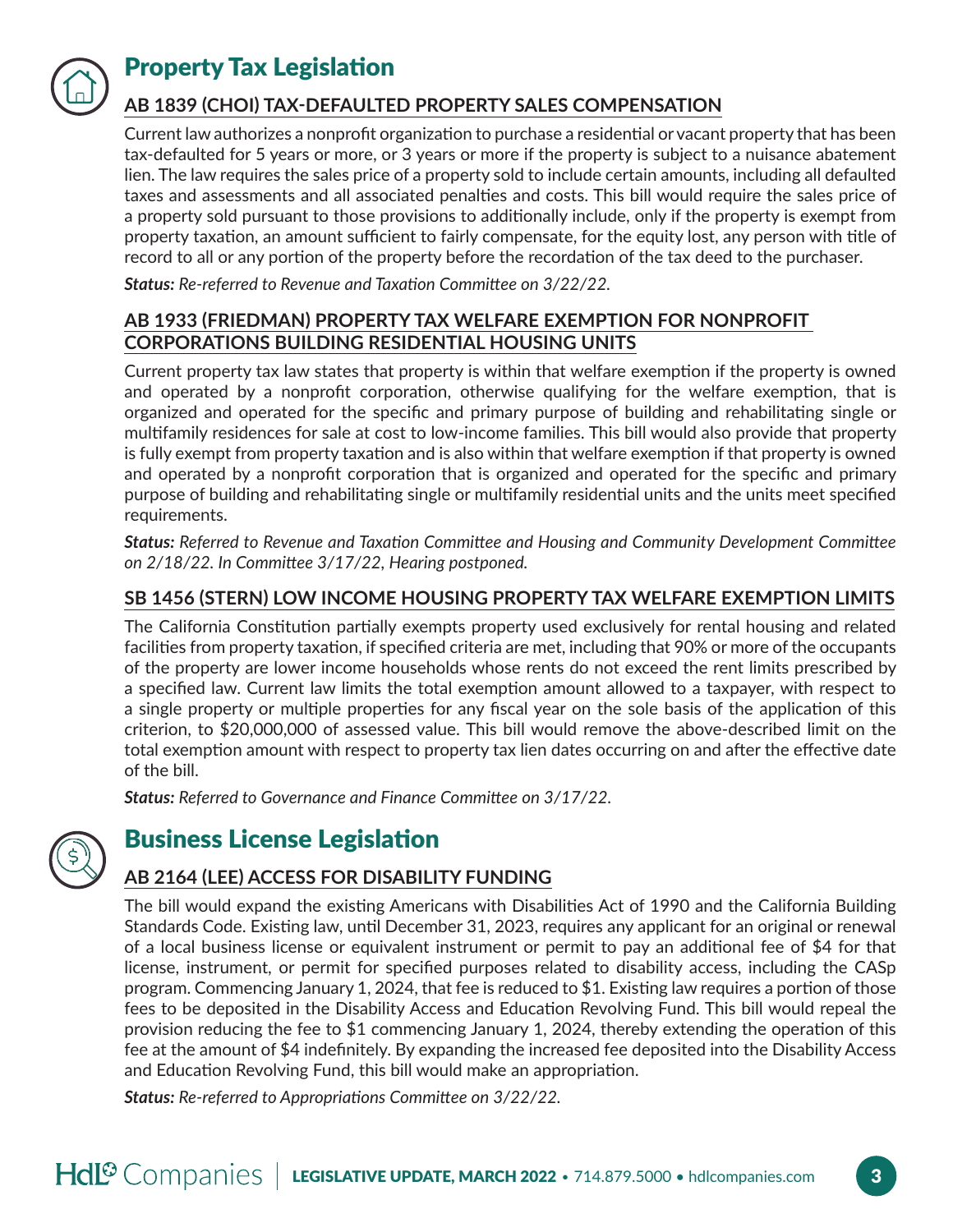# Property Tax Legislation

## AB 1839 (CHOI) TAX-DEFAULTED PROPERTY SALES COMPENSATION

Current law authorizes a nonprofit organization to purchase a residential or vacant property that has been tax-defaulted for 5 years or more, or 3 years or more if the property is subject to a nuisance abatement lien. The law requires the sales price of a property sold to include certain amounts, including all defaulted taxes and assessments and all associated penalties and costs. This bill would require the sales price of a property sold pursuant to those provisions to additionally include, only if the property is exempt from property taxation, an amount sufficient to fairly compensate, for the equity lost, any person with title of record to all or any portion of the property before the recordation of the tax deed to the purchaser.

***Status:*** *Re-referred to Revenue and Taxation Committee on 3/22/22.*

## AB 1933 (FRIEDMAN) PROPERTY TAX WELFARE EXEMPTION FOR NONPROFIT CORPORATIONS BUILDING RESIDENTIAL HOUSING UNITS

Current property tax law states that property is within that welfare exemption if the property is owned and operated by a nonprofit corporation, otherwise qualifying for the welfare exemption, that is organized and operated for the specific and primary purpose of building and rehabilitating single or multifamily residences for sale at cost to low-income families. This bill would also provide that property is fully exempt from property taxation and is also within that welfare exemption if that property is owned and operated by a nonprofit corporation that is organized and operated for the specific and primary purpose of building and rehabilitating single or multifamily residential units and the units meet specified requirements.

***Status:*** *Referred to Revenue and Taxation Committee and Housing and Community Development Committee on 2/18/22. In Committee 3/17/22, Hearing postponed.*

## SB 1456 (STERN) LOW INCOME HOUSING PROPERTY TAX WELFARE EXEMPTION LIMITS

The California Constitution partially exempts property used exclusively for rental housing and related facilities from property taxation, if specified criteria are met, including that 90% or more of the occupants of the property are lower income households whose rents do not exceed the rent limits prescribed by a specified law. Current law limits the total exemption amount allowed to a taxpayer, with respect to a single property or multiple properties for any fiscal year on the sole basis of the application of this criterion, to $20,000,000 of assessed value. This bill would remove the above-described limit on the total exemption amount with respect to property tax lien dates occurring on and after the effective date of the bill.

***Status:*** *Referred to Governance and Finance Committee on 3/17/22.*

# Business License Legislation

## AB 2164 (LEE) ACCESS FOR DISABILITY FUNDING

The bill would expand the existing Americans with Disabilities Act of 1990 and the California Building Standards Code. Existing law, until December 31, 2023, requires any applicant for an original or renewal of a local business license or equivalent instrument or permit to pay an additional fee of $4 for that license, instrument, or permit for specified purposes related to disability access, including the CASp program. Commencing January 1, 2024, that fee is reduced to $1. Existing law requires a portion of those fees to be deposited in the Disability Access and Education Revolving Fund. This bill would repeal the provision reducing the fee to $1 commencing January 1, 2024, thereby extending the operation of this fee at the amount of $4 indefinitely. By expanding the increased fee deposited into the Disability Access and Education Revolving Fund, this bill would make an appropriation.

***Status:*** *Re-referred to Appropriations Committee on 3/22/22.*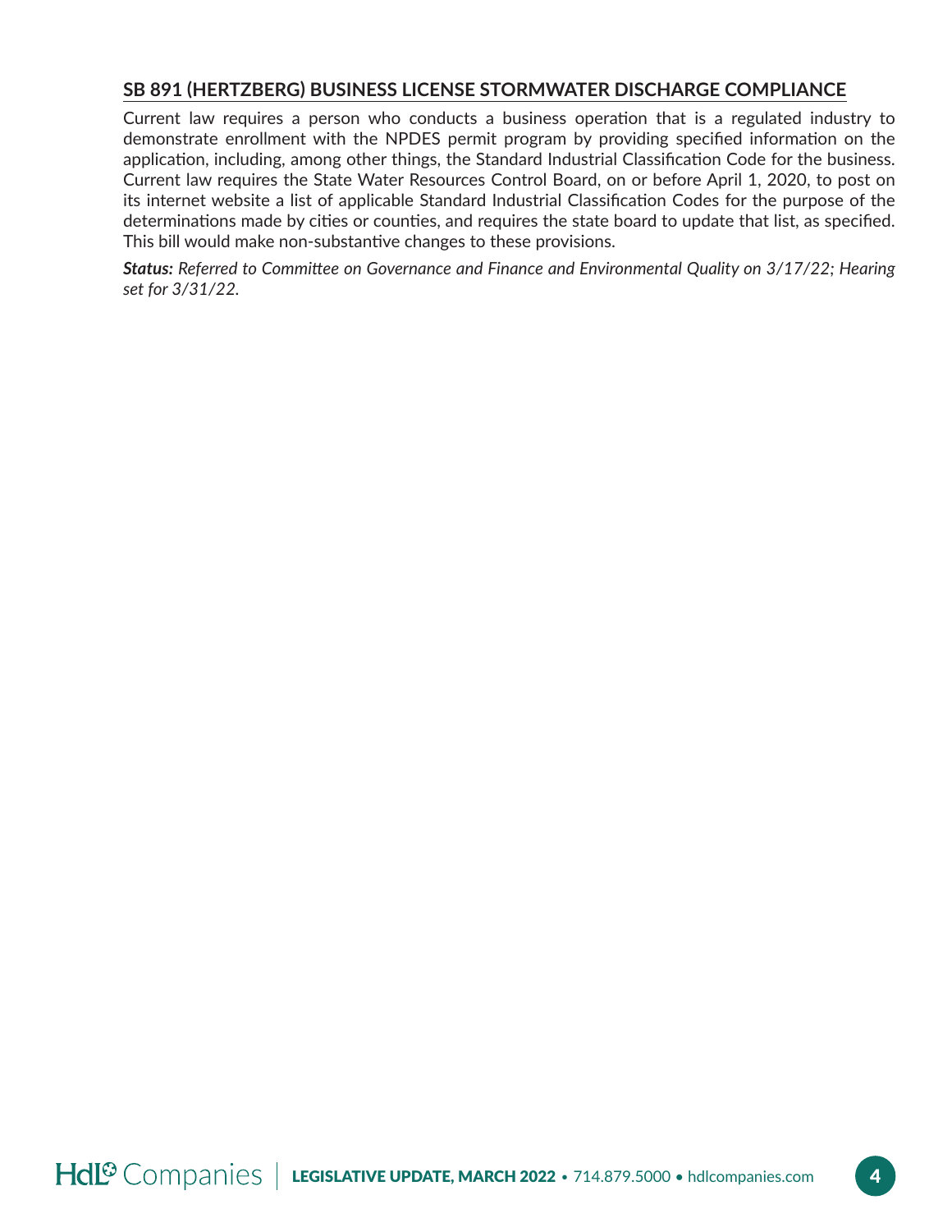## SB 891 (HERTZBERG) BUSINESS LICENSE STORMWATER DISCHARGE COMPLIANCE

Current law requires a person who conducts a business operation that is a regulated industry to demonstrate enrollment with the NPDES permit program by providing specified information on the application, including, among other things, the Standard Industrial Classification Code for the business. Current law requires the State Water Resources Control Board, on or before April 1, 2020, to post on its internet website a list of applicable Standard Industrial Classification Codes for the purpose of the determinations made by cities or counties, and requires the state board to update that list, as specified. This bill would make non-substantive changes to these provisions.

***Status:*** *Referred to Committee on Governance and Finance and Environmental Quality on 3/17/22; Hearing set for 3/31/22.*